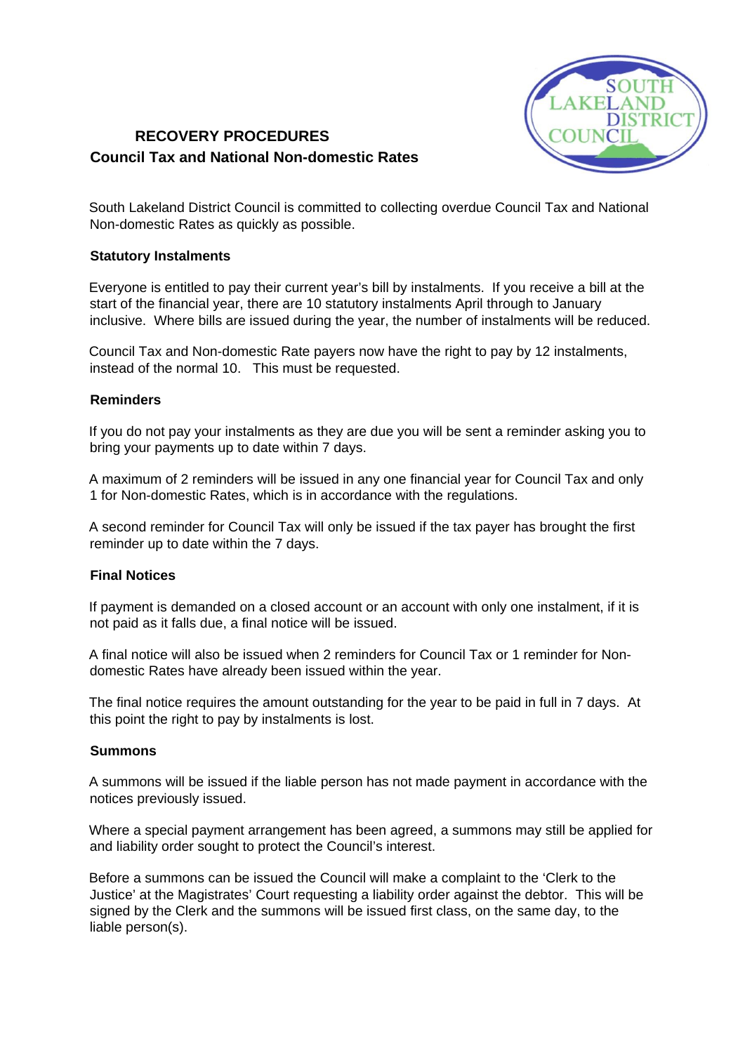# RECOVERY PROCEDURES

## Council Tax and National Non-domestic Rates

South Lakeland District Council is committed to collecting overdue Council Tax and National Non-domestic Rates as quickly as possible.

### Statutory Instalments

Everyone is entitled to pay their current year's bill by instalments. If you receive a bill at the start of the financial year, there are 10 statutory instalments April through to January inclusive. Where bills are issued during the year, the number of instalments will be reduced.

Council Tax and Non-domestic Rate payers now have the right to pay by 12 instalments, instead of the normal 10. This must be requested.

### Reminders

If you do not pay your instalments as they are due you will be sent a reminder asking you to bring your payments up to date within 7 days.

A maximum of 2 reminders will be issued in any one financial year for Council Tax and only 1 for Non-domestic Rates, which is in accordance with the regulations.

A second reminder for Council Tax will only be issued if the tax payer has brought the first reminder up to date within the 7 days.

### Final Notices

If payment is demanded on a closed account or an account with only one instalment, if it is not paid as it falls due, a final notice will be issued.

A final notice will also be issued when 2 reminders for Council Tax or 1 reminder for Non-domestic Rates have already been issued within the year.

The final notice requires the amount outstanding for the year to be paid in full in 7 days. At this point the right to pay by instalments is lost.

### Summons

A summons will be issued if the liable person has not made payment in accordance with the notices previously issued.

Where a special payment arrangement has been agreed, a summons may still be applied for and liability order sought to protect the Council's interest.

Before a summons can be issued the Council will make a complaint to the 'Clerk to the Justice' at the Magistrates' Court requesting a liability order against the debtor. This will be signed by the Clerk and the summons will be issued first class, on the same day, to the liable person(s).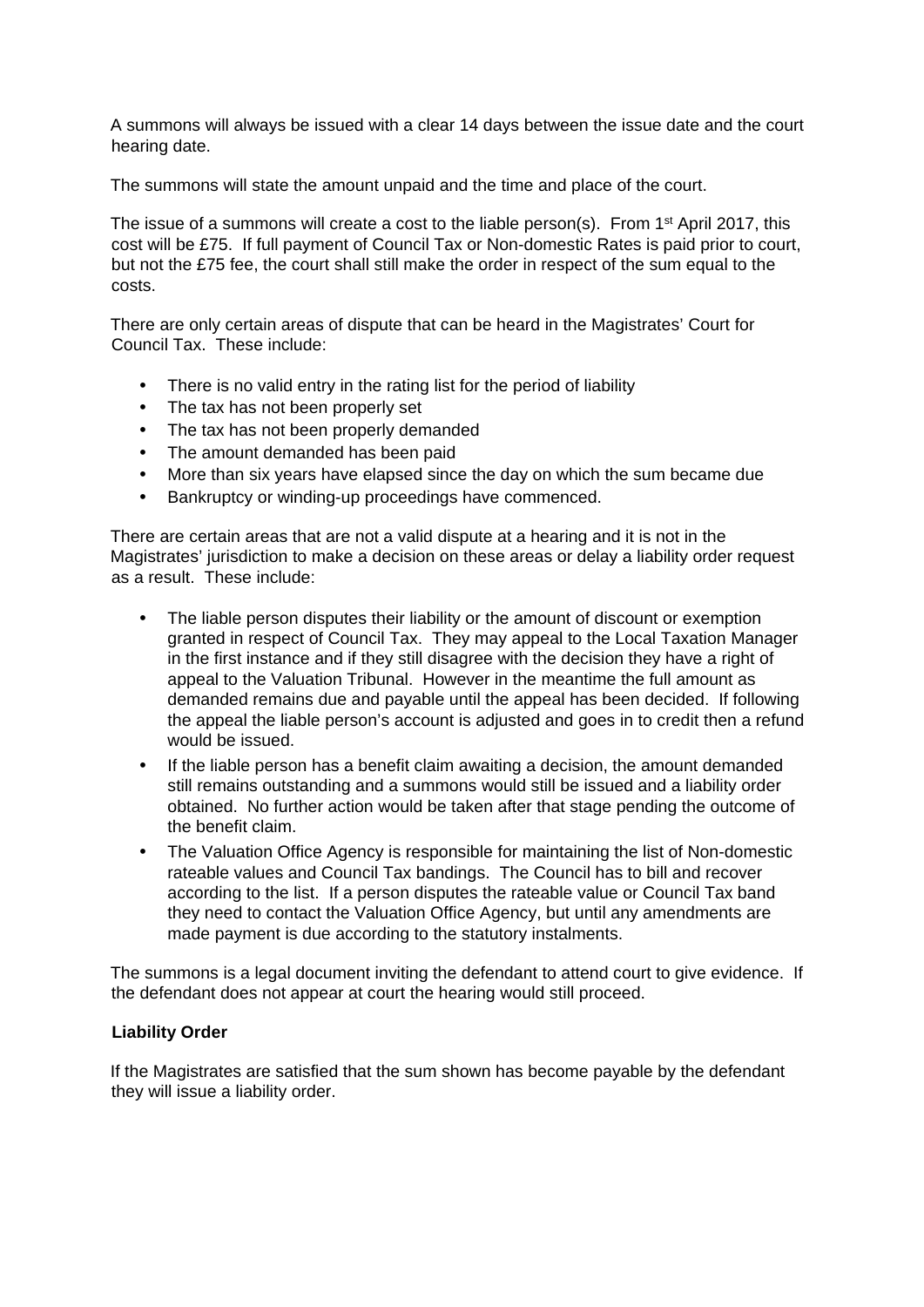A summons will always be issued with a clear 14 days between the issue date and the court hearing date.

The summons will state the amount unpaid and the time and place of the court.

The issue of a summons will create a cost to the liable person(s). From 1st April 2017, this cost will be £75. If full payment of Council Tax or Non-domestic Rates is paid prior to court, but not the £75 fee, the court shall still make the order in respect of the sum equal to the costs.

There are only certain areas of dispute that can be heard in the Magistrates' Court for Council Tax. These include:

- There is no valid entry in the rating list for the period of liability
- The tax has not been properly set
- The tax has not been properly demanded
- The amount demanded has been paid
- More than six years have elapsed since the day on which the sum became due
- Bankruptcy or winding-up proceedings have commenced.

There are certain areas that are not a valid dispute at a hearing and it is not in the Magistrates' jurisdiction to make a decision on these areas or delay a liability order request as a result. These include:

- The liable person disputes their liability or the amount of discount or exemption granted in respect of Council Tax. They may appeal to the Local Taxation Manager in the first instance and if they still disagree with the decision they have a right of appeal to the Valuation Tribunal. However in the meantime the full amount as demanded remains due and payable until the appeal has been decided. If following the appeal the liable person's account is adjusted and goes in to credit then a refund would be issued.
- If the liable person has a benefit claim awaiting a decision, the amount demanded still remains outstanding and a summons would still be issued and a liability order obtained. No further action would be taken after that stage pending the outcome of the benefit claim.
- The Valuation Office Agency is responsible for maintaining the list of Non-domestic rateable values and Council Tax bandings. The Council has to bill and recover according to the list. If a person disputes the rateable value or Council Tax band they need to contact the Valuation Office Agency, but until any amendments are made payment is due according to the statutory instalments.

The summons is a legal document inviting the defendant to attend court to give evidence. If the defendant does not appear at court the hearing would still proceed.

**Liability Order**

If the Magistrates are satisfied that the sum shown has become payable by the defendant they will issue a liability order.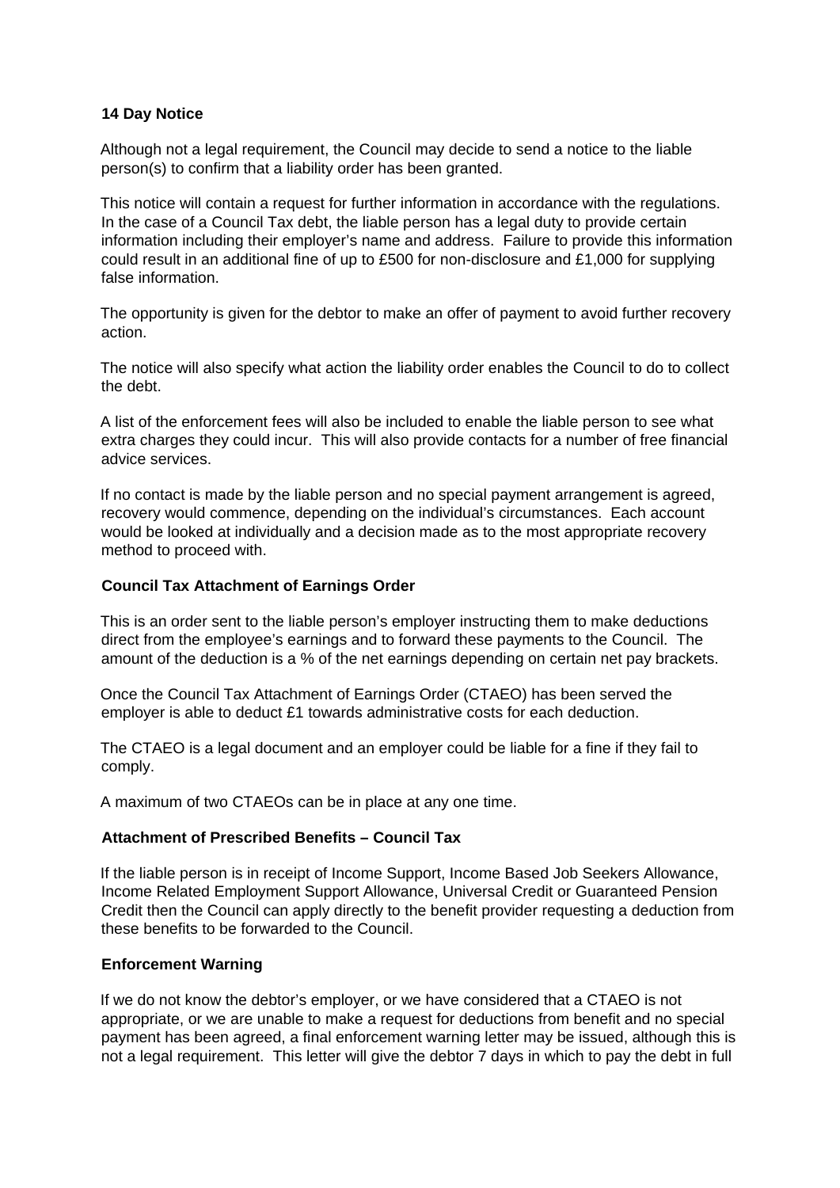**14 Day Notice**

Although not a legal requirement, the Council may decide to send a notice to the liable person(s) to confirm that a liability order has been granted.

This notice will contain a request for further information in accordance with the regulations. In the case of a Council Tax debt, the liable person has a legal duty to provide certain information including their employer's name and address. Failure to provide this information could result in an additional fine of up to £500 for non-disclosure and £1,000 for supplying false information.

The opportunity is given for the debtor to make an offer of payment to avoid further recovery action.

The notice will also specify what action the liability order enables the Council to do to collect the debt.

A list of the enforcement fees will also be included to enable the liable person to see what extra charges they could incur. This will also provide contacts for a number of free financial advice services.

If no contact is made by the liable person and no special payment arrangement is agreed, recovery would commence, depending on the individual's circumstances. Each account would be looked at individually and a decision made as to the most appropriate recovery method to proceed with.

**Council Tax Attachment of Earnings Order**

This is an order sent to the liable person's employer instructing them to make deductions direct from the employee's earnings and to forward these payments to the Council. The amount of the deduction is a % of the net earnings depending on certain net pay brackets.

Once the Council Tax Attachment of Earnings Order (CTAEO) has been served the employer is able to deduct £1 towards administrative costs for each deduction.

The CTAEO is a legal document and an employer could be liable for a fine if they fail to comply.

A maximum of two CTAEOs can be in place at any one time.

**Attachment of Prescribed Benefits – Council Tax**

If the liable person is in receipt of Income Support, Income Based Job Seekers Allowance, Income Related Employment Support Allowance, Universal Credit or Guaranteed Pension Credit then the Council can apply directly to the benefit provider requesting a deduction from these benefits to be forwarded to the Council.

**Enforcement Warning**

If we do not know the debtor's employer, or we have considered that a CTAEO is not appropriate, or we are unable to make a request for deductions from benefit and no special payment has been agreed, a final enforcement warning letter may be issued, although this is not a legal requirement. This letter will give the debtor 7 days in which to pay the debt in full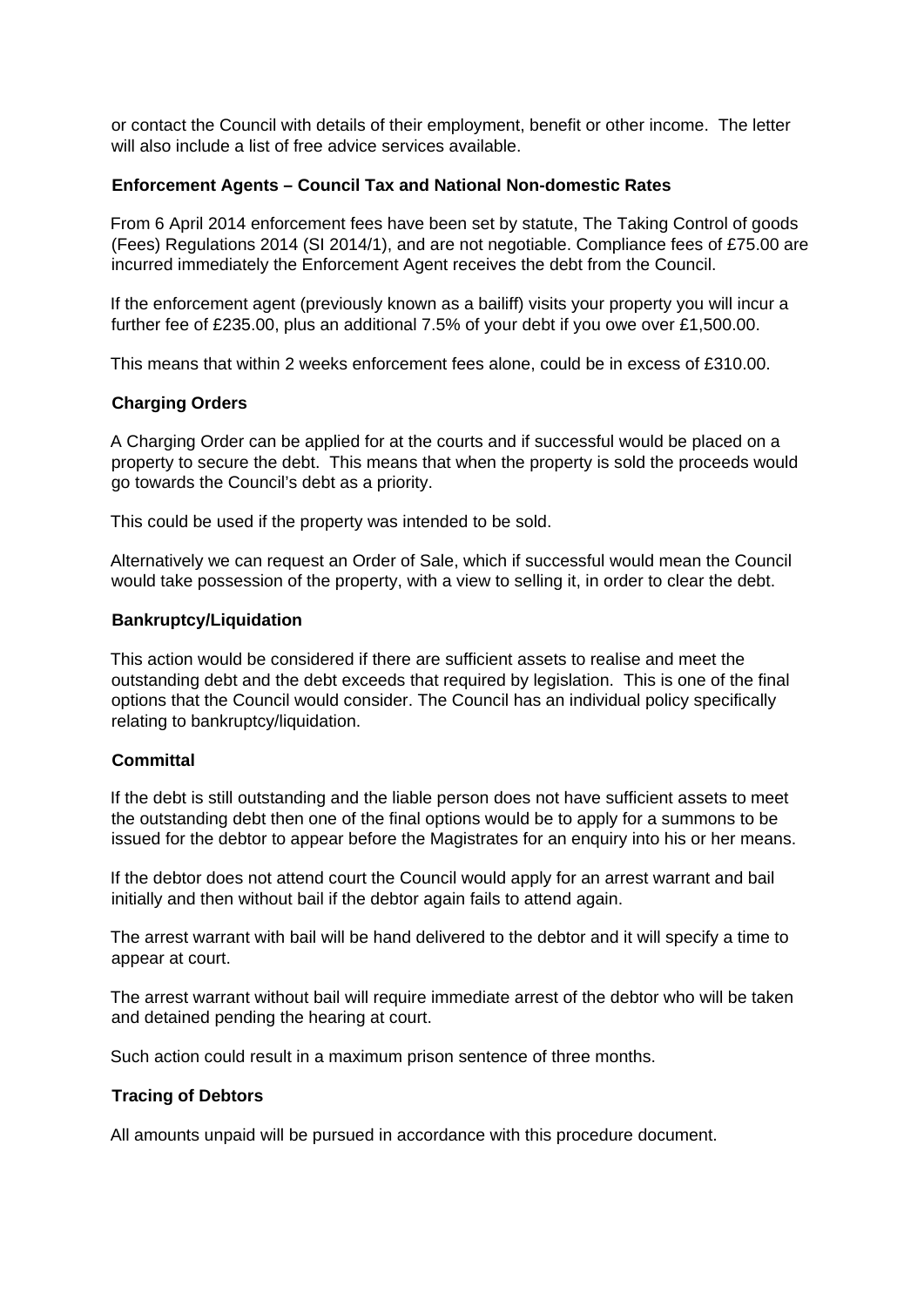or contact the Council with details of their employment, benefit or other income. The letter will also include a list of free advice services available.

**Enforcement Agents – Council Tax and National Non-domestic Rates**

From 6 April 2014 enforcement fees have been set by statute, The Taking Control of goods (Fees) Regulations 2014 (SI 2014/1), and are not negotiable. Compliance fees of £75.00 are incurred immediately the Enforcement Agent receives the debt from the Council.

If the enforcement agent (previously known as a bailiff) visits your property you will incur a further fee of £235.00, plus an additional 7.5% of your debt if you owe over £1,500.00.

This means that within 2 weeks enforcement fees alone, could be in excess of £310.00.

**Charging Orders**

A Charging Order can be applied for at the courts and if successful would be placed on a property to secure the debt. This means that when the property is sold the proceeds would go towards the Council's debt as a priority.

This could be used if the property was intended to be sold.

Alternatively we can request an Order of Sale, which if successful would mean the Council would take possession of the property, with a view to selling it, in order to clear the debt.

**Bankruptcy/Liquidation**

This action would be considered if there are sufficient assets to realise and meet the outstanding debt and the debt exceeds that required by legislation. This is one of the final options that the Council would consider. The Council has an individual policy specifically relating to bankruptcy/liquidation.

**Committal**

If the debt is still outstanding and the liable person does not have sufficient assets to meet the outstanding debt then one of the final options would be to apply for a summons to be issued for the debtor to appear before the Magistrates for an enquiry into his or her means.

If the debtor does not attend court the Council would apply for an arrest warrant and bail initially and then without bail if the debtor again fails to attend again.

The arrest warrant with bail will be hand delivered to the debtor and it will specify a time to appear at court.

The arrest warrant without bail will require immediate arrest of the debtor who will be taken and detained pending the hearing at court.

Such action could result in a maximum prison sentence of three months.

**Tracing of Debtors**

All amounts unpaid will be pursued in accordance with this procedure document.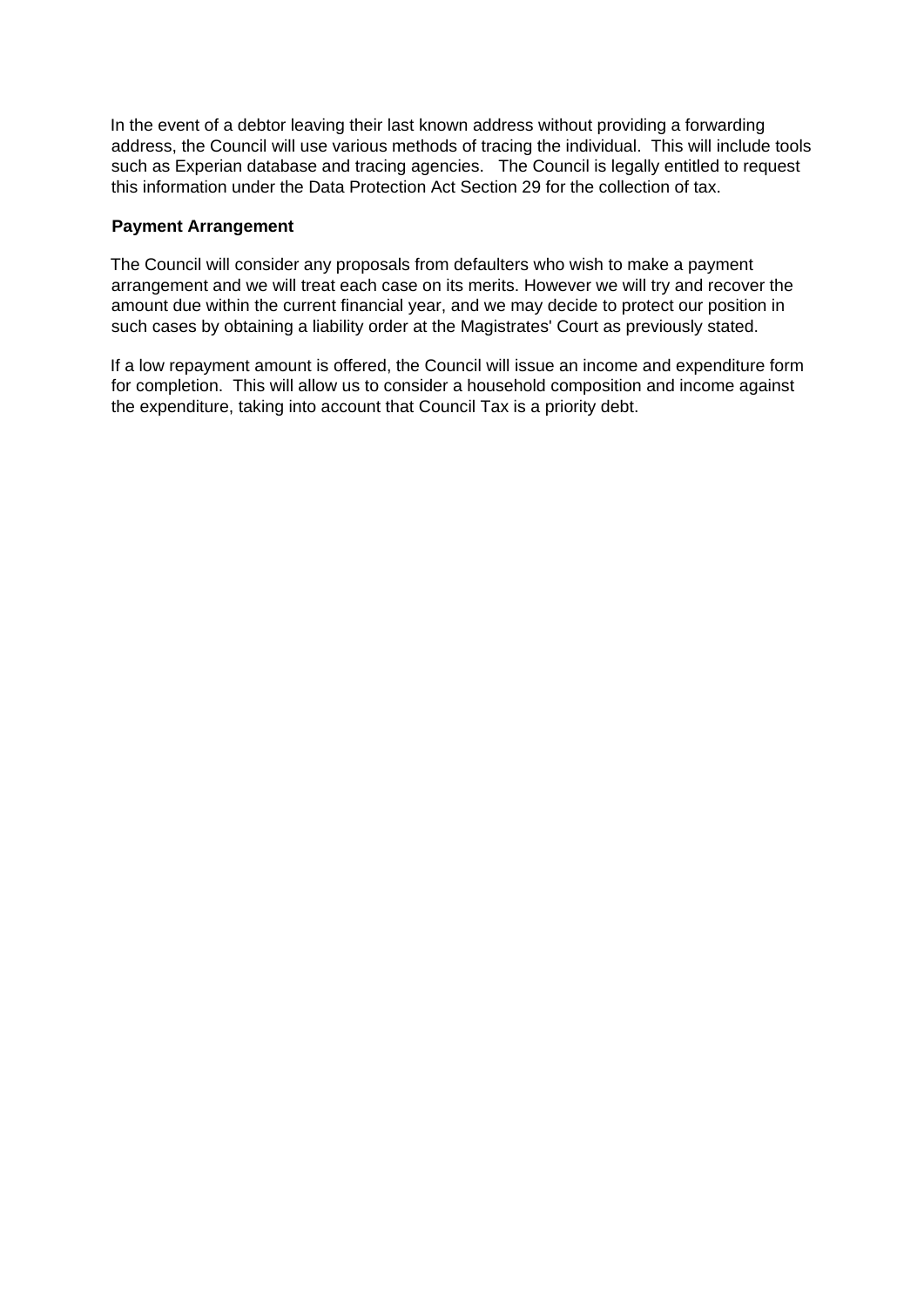In the event of a debtor leaving their last known address without providing a forwarding address, the Council will use various methods of tracing the individual. This will include tools such as Experian database and tracing agencies. The Council is legally entitled to request this information under the Data Protection Act Section 29 for the collection of tax.

**Payment Arrangement**

The Council will consider any proposals from defaulters who wish to make a payment arrangement and we will treat each case on its merits. However we will try and recover the amount due within the current financial year, and we may decide to protect our position in such cases by obtaining a liability order at the Magistrates' Court as previously stated.

If a low repayment amount is offered, the Council will issue an income and expenditure form for completion. This will allow us to consider a household composition and income against the expenditure, taking into account that Council Tax is a priority debt.